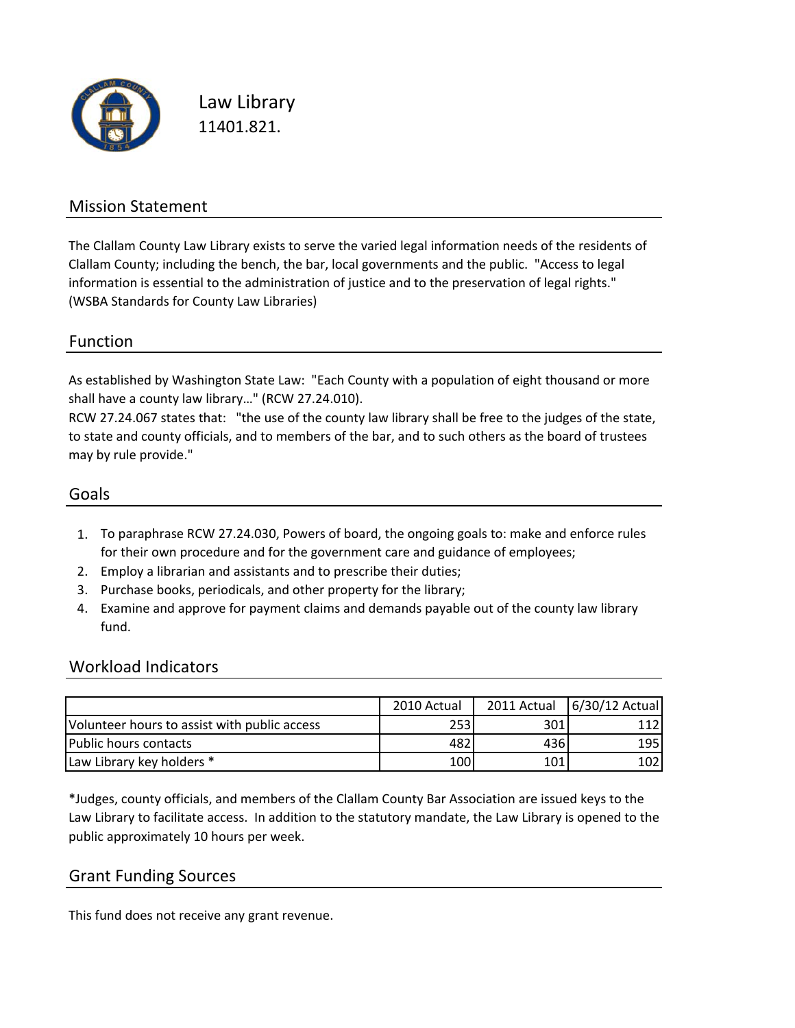# Law Library

11401.821.

## Mission Statement

The Clallam County Law Library exists to serve the varied legal information needs of the residents of Clallam County; including the bench, the bar, local governments and the public. "Access to legal information is essential to the administration of justice and to the preservation of legal rights." (WSBA Standards for County Law Libraries)

## Function

As established by Washington State Law: "Each County with a population of eight thousand or more shall have a county law library…" (RCW 27.24.010).
RCW 27.24.067 states that: "the use of the county law library shall be free to the judges of the state, to state and county officials, and to members of the bar, and to such others as the board of trustees may by rule provide."

## Goals

1. To paraphrase RCW 27.24.030, Powers of board, the ongoing goals to: make and enforce rules for their own procedure and for the government care and guidance of employees;
2. Employ a librarian and assistants and to prescribe their duties;
3. Purchase books, periodicals, and other property for the library;
4. Examine and approve for payment claims and demands payable out of the county law library fund.

## Workload Indicators

| | 2010 Actual | 2011 Actual | 6/30/12 Actual |
|---|---|---|---|
| Volunteer hours to assist with public access | 253 | 301 | 112 |
| Public hours contacts | 482 | 436 | 195 |
| Law Library key holders * | 100 | 101 | 102 |

*Judges, county officials, and members of the Clallam County Bar Association are issued keys to the Law Library to facilitate access. In addition to the statutory mandate, the Law Library is opened to the public approximately 10 hours per week.

## Grant Funding Sources

This fund does not receive any grant revenue.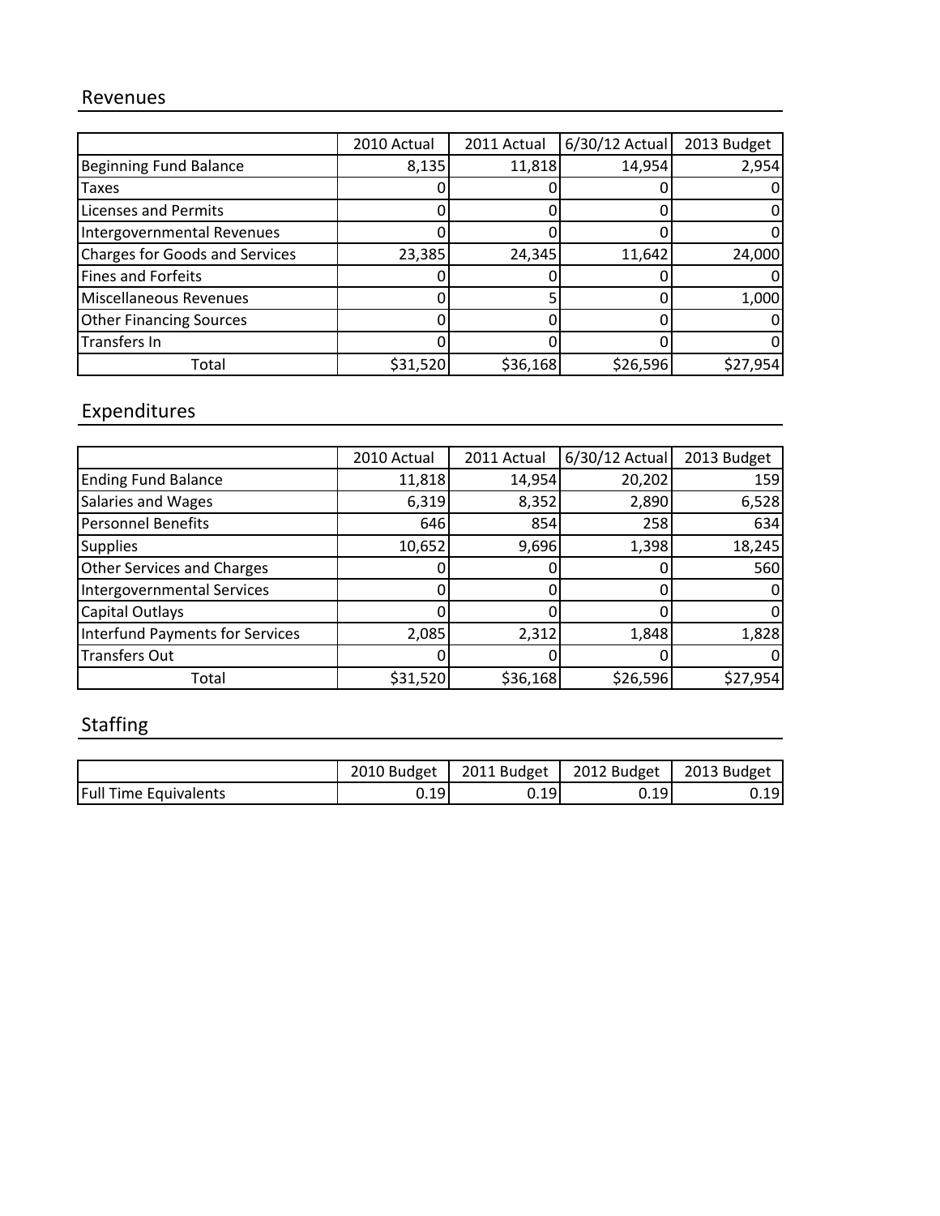## Revenues

| | 2010 Actual | 2011 Actual | 6/30/12 Actual | 2013 Budget |
|---|---|---|---|---|
| Beginning Fund Balance | 8,135 | 11,818 | 14,954 | 2,954 |
| Taxes | 0 | 0 | 0 | 0 |
| Licenses and Permits | 0 | 0 | 0 | 0 |
| Intergovernmental Revenues | 0 | 0 | 0 | 0 |
| Charges for Goods and Services | 23,385 | 24,345 | 11,642 | 24,000 |
| Fines and Forfeits | 0 | 0 | 0 | 0 |
| Miscellaneous Revenues | 0 | 5 | 0 | 1,000 |
| Other Financing Sources | 0 | 0 | 0 | 0 |
| Transfers In | 0 | 0 | 0 | 0 |
| Total | $31,520 | $36,168 | $26,596 | $27,954 |

## Expenditures

| | 2010 Actual | 2011 Actual | 6/30/12 Actual | 2013 Budget |
|---|---|---|---|---|
| Ending Fund Balance | 11,818 | 14,954 | 20,202 | 159 |
| Salaries and Wages | 6,319 | 8,352 | 2,890 | 6,528 |
| Personnel Benefits | 646 | 854 | 258 | 634 |
| Supplies | 10,652 | 9,696 | 1,398 | 18,245 |
| Other Services and Charges | 0 | 0 | 0 | 560 |
| Intergovernmental Services | 0 | 0 | 0 | 0 |
| Capital Outlays | 0 | 0 | 0 | 0 |
| Interfund Payments for Services | 2,085 | 2,312 | 1,848 | 1,828 |
| Transfers Out | 0 | 0 | 0 | 0 |
| Total | $31,520 | $36,168 | $26,596 | $27,954 |

## Staffing

| | 2010 Budget | 2011 Budget | 2012 Budget | 2013 Budget |
|---|---|---|---|---|
| Full Time Equivalents | 0.19 | 0.19 | 0.19 | 0.19 |